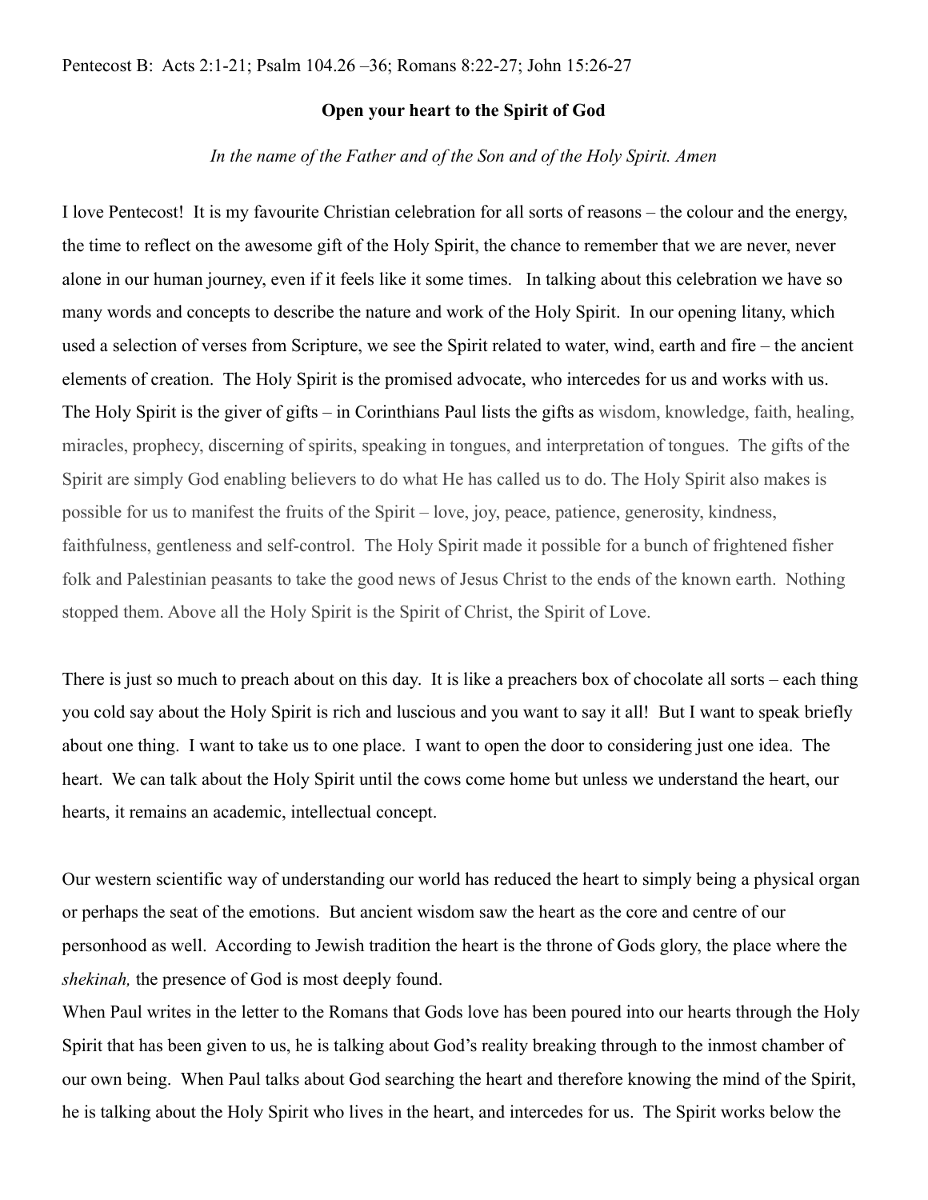Pentecost B:  Acts 2:1-21; Psalm 104.26 –36; Romans 8:22-27; John 15:26-27

**Open your heart to the Spirit of God**

*In the name of the Father and of the Son and of the Holy Spirit. Amen*

I love Pentecost!  It is my favourite Christian celebration for all sorts of reasons – the colour and the energy, the time to reflect on the awesome gift of the Holy Spirit, the chance to remember that we are never, never alone in our human journey, even if it feels like it some times.   In talking about this celebration we have so many words and concepts to describe the nature and work of the Holy Spirit.  In our opening litany, which used a selection of verses from Scripture, we see the Spirit related to water, wind, earth and fire – the ancient elements of creation.  The Holy Spirit is the promised advocate, who intercedes for us and works with us.  The Holy Spirit is the giver of gifts – in Corinthians Paul lists the gifts as wisdom, knowledge, faith, healing, miracles, prophecy, discerning of spirits, speaking in tongues, and interpretation of tongues.  The gifts of the Spirit are simply God enabling believers to do what He has called us to do. The Holy Spirit also makes is possible for us to manifest the fruits of the Spirit – love, joy, peace, patience, generosity, kindness, faithfulness, gentleness and self-control.  The Holy Spirit made it possible for a bunch of frightened fisher folk and Palestinian peasants to take the good news of Jesus Christ to the ends of the known earth.  Nothing stopped them. Above all the Holy Spirit is the Spirit of Christ, the Spirit of Love.

There is just so much to preach about on this day.  It is like a preachers box of chocolate all sorts – each thing you cold say about the Holy Spirit is rich and luscious and you want to say it all!  But I want to speak briefly about one thing.  I want to take us to one place.  I want to open the door to considering just one idea.  The heart.  We can talk about the Holy Spirit until the cows come home but unless we understand the heart, our hearts, it remains an academic, intellectual concept.

Our western scientific way of understanding our world has reduced the heart to simply being a physical organ or perhaps the seat of the emotions.  But ancient wisdom saw the heart as the core and centre of our personhood as well.  According to Jewish tradition the heart is the throne of Gods glory, the place where the *shekinah,* the presence of God is most deeply found.

When Paul writes in the letter to the Romans that Gods love has been poured into our hearts through the Holy Spirit that has been given to us, he is talking about God's reality breaking through to the inmost chamber of our own being.  When Paul talks about God searching the heart and therefore knowing the mind of the Spirit, he is talking about the Holy Spirit who lives in the heart, and intercedes for us.  The Spirit works below the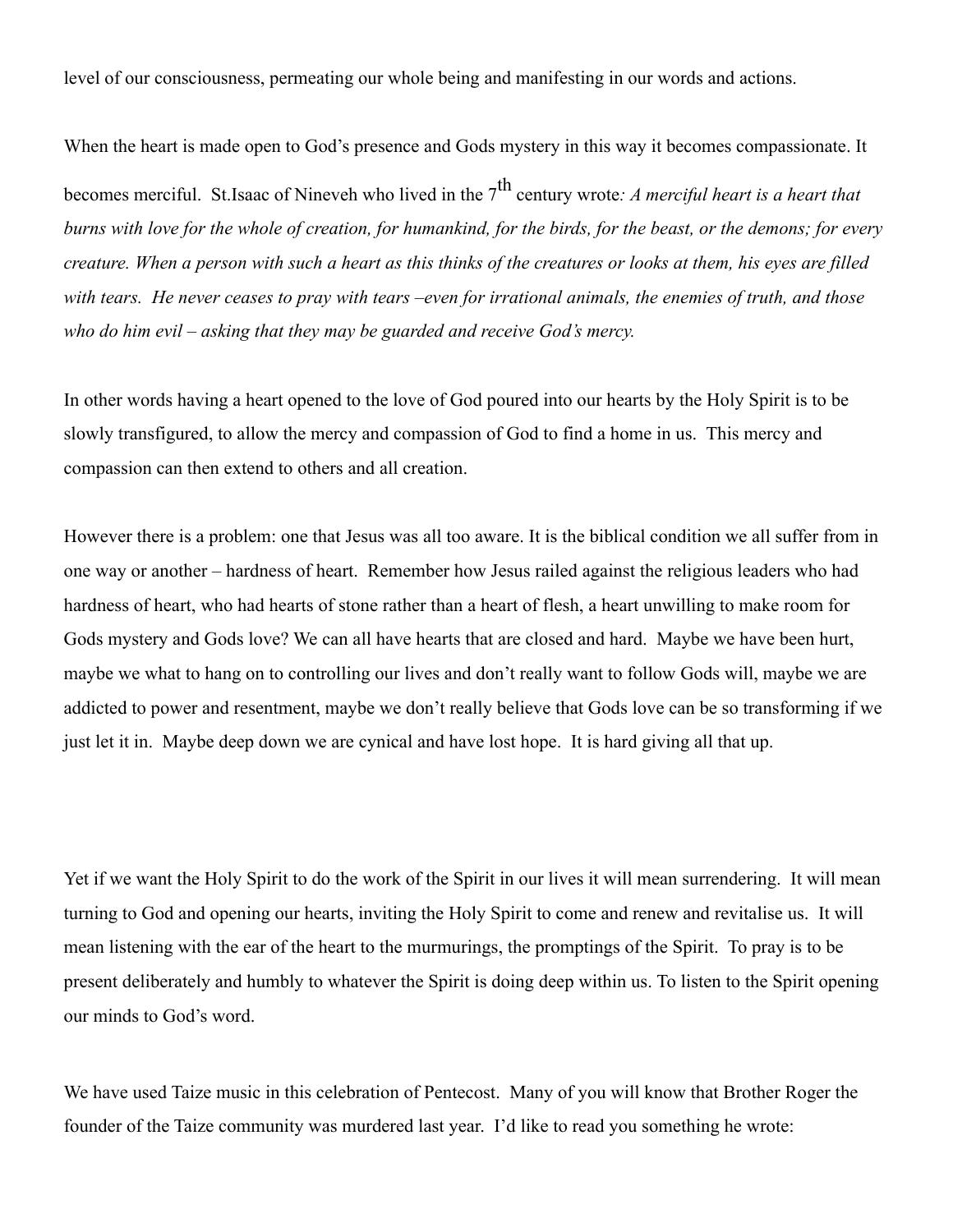level of our consciousness, permeating our whole being and manifesting in our words and actions.

When the heart is made open to God's presence and Gods mystery in this way it becomes compassionate. It becomes merciful. St.Isaac of Nineveh who lived in the 7th century wrote*: A merciful heart is a heart that burns with love for the whole of creation, for humankind, for the birds, for the beast, or the demons; for every creature. When a person with such a heart as this thinks of the creatures or looks at them, his eyes are filled with tears. He never ceases to pray with tears –even for irrational animals, the enemies of truth, and those who do him evil – asking that they may be guarded and receive God's mercy.*

In other words having a heart opened to the love of God poured into our hearts by the Holy Spirit is to be slowly transfigured, to allow the mercy and compassion of God to find a home in us. This mercy and compassion can then extend to others and all creation.

However there is a problem: one that Jesus was all too aware. It is the biblical condition we all suffer from in one way or another – hardness of heart. Remember how Jesus railed against the religious leaders who had hardness of heart, who had hearts of stone rather than a heart of flesh, a heart unwilling to make room for Gods mystery and Gods love? We can all have hearts that are closed and hard. Maybe we have been hurt, maybe we what to hang on to controlling our lives and don't really want to follow Gods will, maybe we are addicted to power and resentment, maybe we don't really believe that Gods love can be so transforming if we just let it in. Maybe deep down we are cynical and have lost hope. It is hard giving all that up.

Yet if we want the Holy Spirit to do the work of the Spirit in our lives it will mean surrendering. It will mean turning to God and opening our hearts, inviting the Holy Spirit to come and renew and revitalise us. It will mean listening with the ear of the heart to the murmurings, the promptings of the Spirit. To pray is to be present deliberately and humbly to whatever the Spirit is doing deep within us. To listen to the Spirit opening our minds to God's word.

We have used Taize music in this celebration of Pentecost. Many of you will know that Brother Roger the founder of the Taize community was murdered last year. I'd like to read you something he wrote: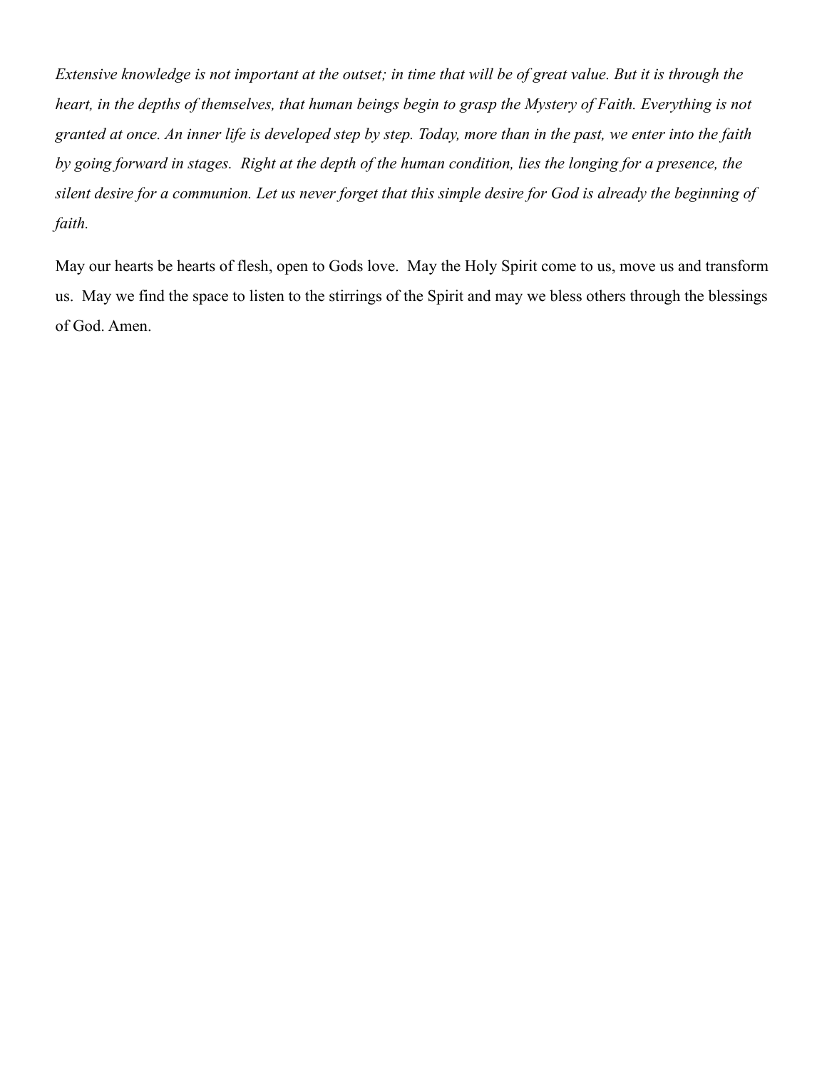*Extensive knowledge is not important at the outset; in time that will be of great value. But it is through the heart, in the depths of themselves, that human beings begin to grasp the Mystery of Faith. Everything is not granted at once. An inner life is developed step by step. Today, more than in the past, we enter into the faith by going forward in stages.  Right at the depth of the human condition, lies the longing for a presence, the silent desire for a communion. Let us never forget that this simple desire for God is already the beginning of faith.*

May our hearts be hearts of flesh, open to Gods love.  May the Holy Spirit come to us, move us and transform us.  May we find the space to listen to the stirrings of the Spirit and may we bless others through the blessings of God. Amen.